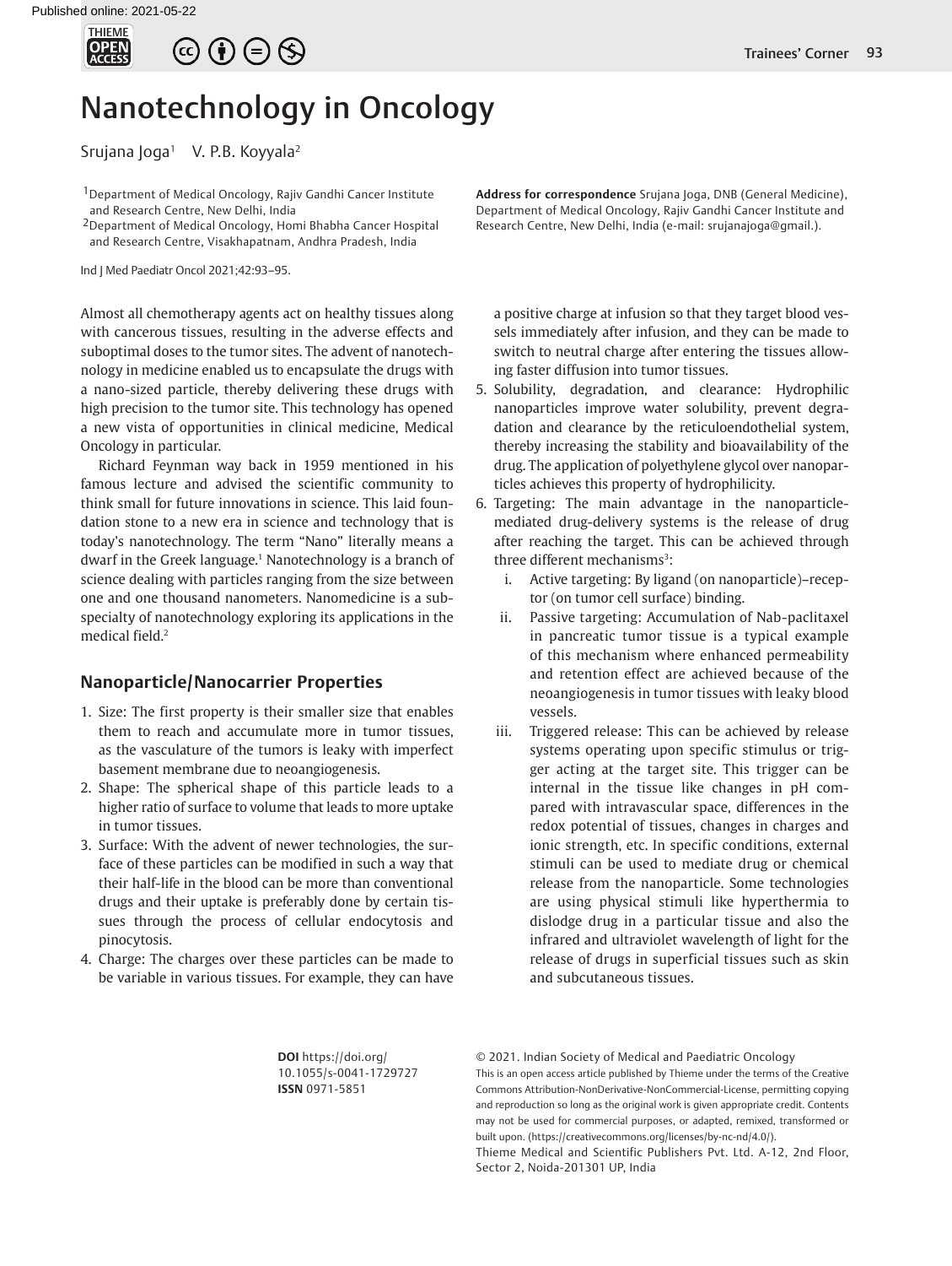# Nanotechnology in Oncology

Srujana Joga[1] V. P.B. Koyyala[2]

[1]Department of Medical Oncology, Rajiv Gandhi Cancer Institute and Research Centre, New Delhi, India

[2]Department of Medical Oncology, Homi Bhabha Cancer Hospital and Research Centre, Visakhapatnam, Andhra Pradesh, India

**Address for correspondence** Srujana Joga, DNB (General Medicine), Department of Medical Oncology, Rajiv Gandhi Cancer Institute and Research Centre, New Delhi, India (e-mail: srujanajoga@gmail.).

Almost all chemotherapy agents act on healthy tissues along with cancerous tissues, resulting in the adverse effects and suboptimal doses to the tumor sites. The advent of nanotechnology in medicine enabled us to encapsulate the drugs with a nano-sized particle, thereby delivering these drugs with high precision to the tumor site. This technology has opened a new vista of opportunities in clinical medicine, Medical Oncology in particular.

Richard Feynman way back in 1959 mentioned in his famous lecture and advised the scientific community to think small for future innovations in science. This laid foundation stone to a new era in science and technology that is today's nanotechnology. The term "Nano" literally means a dwarf in the Greek language.[1] Nanotechnology is a branch of science dealing with particles ranging from the size between one and one thousand nanometers. Nanomedicine is a subspecialty of nanotechnology exploring its applications in the medical field.[2]

## Nanoparticle/Nanocarrier Properties

1. Size: The first property is their smaller size that enables them to reach and accumulate more in tumor tissues, as the vasculature of the tumors is leaky with imperfect basement membrane due to neoangiogenesis.
2. Shape: The spherical shape of this particle leads to a higher ratio of surface to volume that leads to more uptake in tumor tissues.
3. Surface: With the advent of newer technologies, the surface of these particles can be modified in such a way that their half-life in the blood can be more than conventional drugs and their uptake is preferably done by certain tissues through the process of cellular endocytosis and pinocytosis.
4. Charge: The charges over these particles can be made to be variable in various tissues. For example, they can have a positive charge at infusion so that they target blood vessels immediately after infusion, and they can be made to switch to neutral charge after entering the tissues allowing faster diffusion into tumor tissues.
5. Solubility, degradation, and clearance: Hydrophilic nanoparticles improve water solubility, prevent degradation and clearance by the reticuloendothelial system, thereby increasing the stability and bioavailability of the drug. The application of polyethylene glycol over nanoparticles achieves this property of hydrophilicity.
6. Targeting: The main advantage in the nanoparticle-mediated drug-delivery systems is the release of drug after reaching the target. This can be achieved through three different mechanisms[3]:
   i. Active targeting: By ligand (on nanoparticle)–receptor (on tumor cell surface) binding.
   ii. Passive targeting: Accumulation of Nab-paclitaxel in pancreatic tumor tissue is a typical example of this mechanism where enhanced permeability and retention effect are achieved because of the neoangiogenesis in tumor tissues with leaky blood vessels.
   iii. Triggered release: This can be achieved by release systems operating upon specific stimulus or trigger acting at the target site. This trigger can be internal in the tissue like changes in pH compared with intravascular space, differences in the redox potential of tissues, changes in charges and ionic strength, etc. In specific conditions, external stimuli can be used to mediate drug or chemical release from the nanoparticle. Some technologies are using physical stimuli like hyperthermia to dislodge drug in a particular tissue and also the infrared and ultraviolet wavelength of light for the release of drugs in superficial tissues such as skin and subcutaneous tissues.

**DOI** https://doi.org/10.1055/s-0041-1729727
**ISSN** 0971-5851

© 2021. Indian Society of Medical and Paediatric Oncology

This is an open access article published by Thieme under the terms of the Creative Commons Attribution-NonDerivative-NonCommercial-License, permitting copying and reproduction so long as the original work is given appropriate credit. Contents may not be used for commercial purposes, or adapted, remixed, transformed or built upon. (https://creativecommons.org/licenses/by-nc-nd/4.0/).

Thieme Medical and Scientific Publishers Pvt. Ltd. A-12, 2nd Floor, Sector 2, Noida-201301 UP, India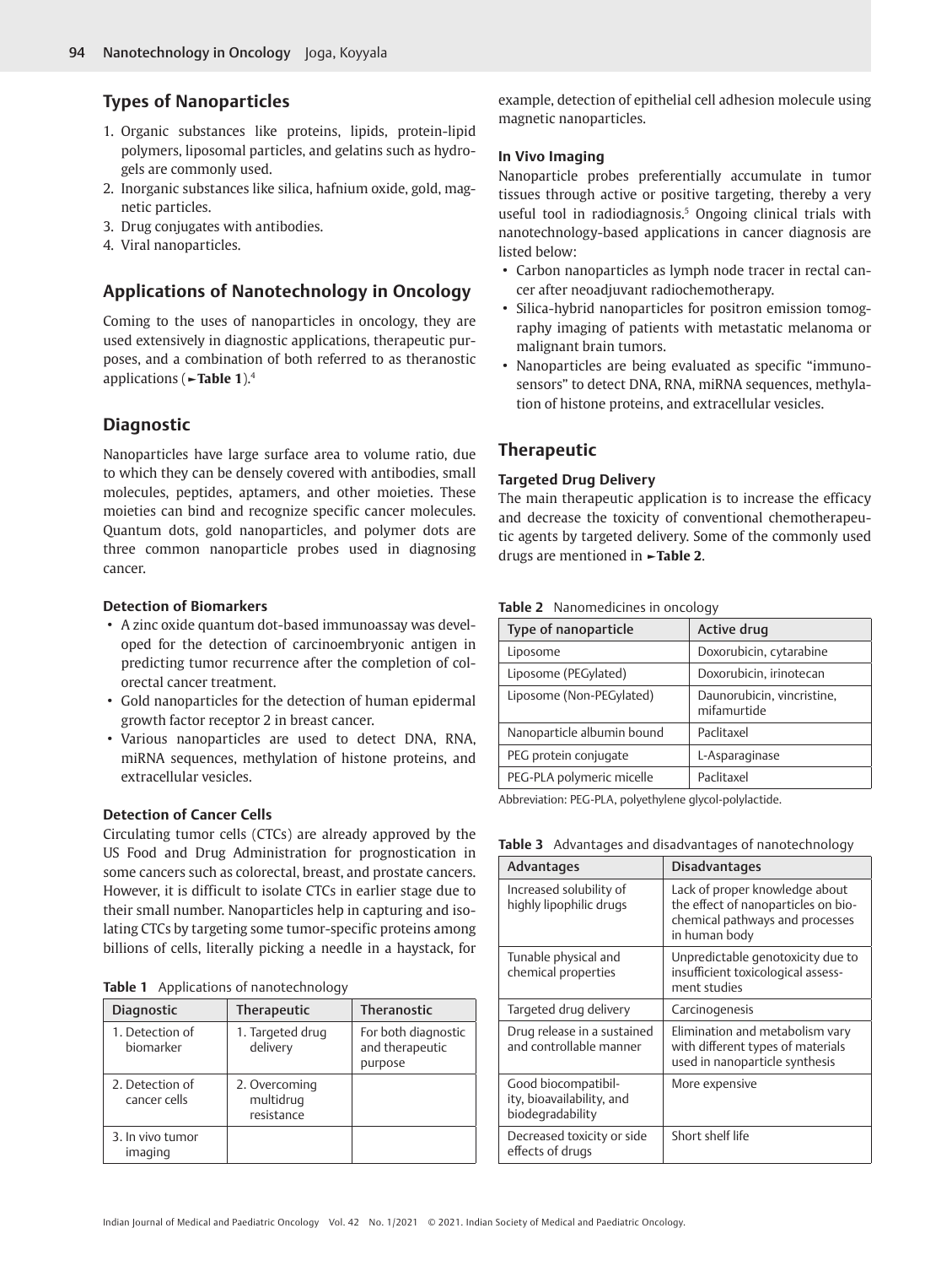## Types of Nanoparticles

1. Organic substances like proteins, lipids, protein-lipid polymers, liposomal particles, and gelatins such as hydrogels are commonly used.
2. Inorganic substances like silica, hafnium oxide, gold, magnetic particles.
3. Drug conjugates with antibodies.
4. Viral nanoparticles.

## Applications of Nanotechnology in Oncology

Coming to the uses of nanoparticles in oncology, they are used extensively in diagnostic applications, therapeutic purposes, and a combination of both referred to as theranostic applications (►**Table 1**).[4]

## Diagnostic

Nanoparticles have large surface area to volume ratio, due to which they can be densely covered with antibodies, small molecules, peptides, aptamers, and other moieties. These moieties can bind and recognize specific cancer molecules. Quantum dots, gold nanoparticles, and polymer dots are three common nanoparticle probes used in diagnosing cancer.

### Detection of Biomarkers

- A zinc oxide quantum dot-based immunoassay was developed for the detection of carcinoembryonic antigen in predicting tumor recurrence after the completion of colorectal cancer treatment.
- Gold nanoparticles for the detection of human epidermal growth factor receptor 2 in breast cancer.
- Various nanoparticles are used to detect DNA, RNA, miRNA sequences, methylation of histone proteins, and extracellular vesicles.

### Detection of Cancer Cells

Circulating tumor cells (CTCs) are already approved by the US Food and Drug Administration for prognostication in some cancers such as colorectal, breast, and prostate cancers. However, it is difficult to isolate CTCs in earlier stage due to their small number. Nanoparticles help in capturing and isolating CTCs by targeting some tumor-specific proteins among billions of cells, literally picking a needle in a haystack, for example, detection of epithelial cell adhesion molecule using magnetic nanoparticles.

**Table 1** Applications of nanotechnology

| Diagnostic | Therapeutic | Theranostic |
|---|---|---|
| 1. Detection of biomarker | 1. Targeted drug delivery | For both diagnostic and therapeutic purpose |
| 2. Detection of cancer cells | 2. Overcoming multidrug resistance | |
| 3. In vivo tumor imaging | | |

### In Vivo Imaging

Nanoparticle probes preferentially accumulate in tumor tissues through active or positive targeting, thereby a very useful tool in radiodiagnosis.[5] Ongoing clinical trials with nanotechnology-based applications in cancer diagnosis are listed below:

- Carbon nanoparticles as lymph node tracer in rectal cancer after neoadjuvant radiochemotherapy.
- Silica-hybrid nanoparticles for positron emission tomography imaging of patients with metastatic melanoma or malignant brain tumors.
- Nanoparticles are being evaluated as specific "immunosensors" to detect DNA, RNA, miRNA sequences, methylation of histone proteins, and extracellular vesicles.

## Therapeutic

### Targeted Drug Delivery

The main therapeutic application is to increase the efficacy and decrease the toxicity of conventional chemotherapeutic agents by targeted delivery. Some of the commonly used drugs are mentioned in ►**Table 2**.

**Table 2** Nanomedicines in oncology

| Type of nanoparticle | Active drug |
|---|---|
| Liposome | Doxorubicin, cytarabine |
| Liposome (PEGylated) | Doxorubicin, irinotecan |
| Liposome (Non-PEGylated) | Daunorubicin, vincristine, mifamurtide |
| Nanoparticle albumin bound | Paclitaxel |
| PEG protein conjugate | L-Asparaginase |
| PEG-PLA polymeric micelle | Paclitaxel |

Abbreviation: PEG-PLA, polyethylene glycol-polylactide.

**Table 3** Advantages and disadvantages of nanotechnology

| Advantages | Disadvantages |
|---|---|
| Increased solubility of highly lipophilic drugs | Lack of proper knowledge about the effect of nanoparticles on biochemical pathways and processes in human body |
| Tunable physical and chemical properties | Unpredictable genotoxicity due to insufficient toxicological assessment studies |
| Targeted drug delivery | Carcinogenesis |
| Drug release in a sustained and controllable manner | Elimination and metabolism vary with different types of materials used in nanoparticle synthesis |
| Good biocompatibility, bioavailability, and biodegradability | More expensive |
| Decreased toxicity or side effects of drugs | Short shelf life |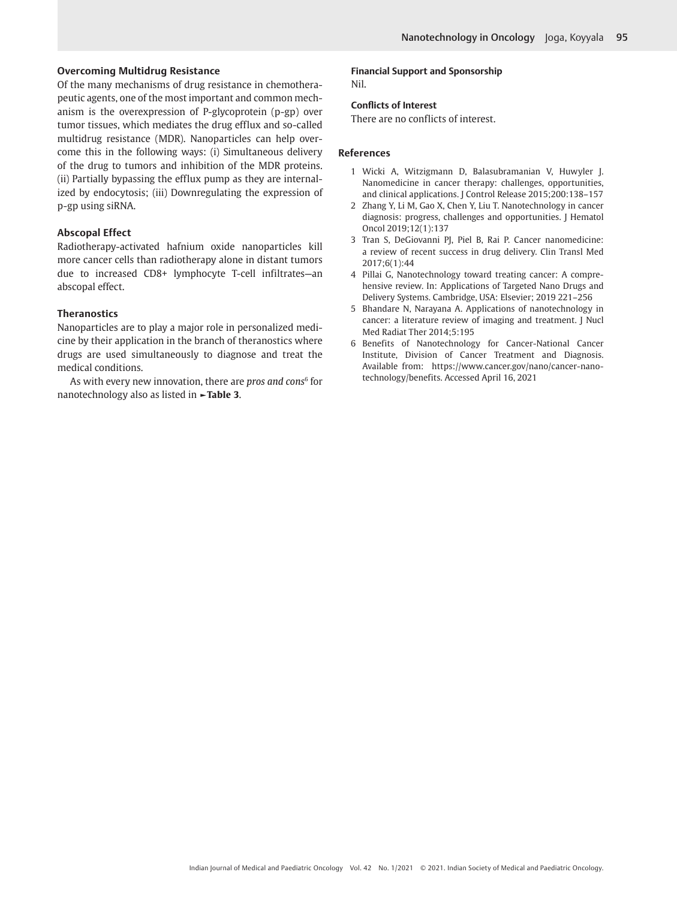### Overcoming Multidrug Resistance

Of the many mechanisms of drug resistance in chemotherapeutic agents, one of the most important and common mechanism is the overexpression of P-glycoprotein (p-gp) over tumor tissues, which mediates the drug efflux and so-called multidrug resistance (MDR). Nanoparticles can help overcome this in the following ways: (i) Simultaneous delivery of the drug to tumors and inhibition of the MDR proteins. (ii) Partially bypassing the efflux pump as they are internalized by endocytosis; (iii) Downregulating the expression of p-gp using siRNA.

### Abscopal Effect

Radiotherapy-activated hafnium oxide nanoparticles kill more cancer cells than radiotherapy alone in distant tumors due to increased CD8+ lymphocyte T-cell infiltrates—an abscopal effect.

### Theranostics

Nanoparticles are to play a major role in personalized medicine by their application in the branch of theranostics where drugs are used simultaneously to diagnose and treat the medical conditions.

As with every new innovation, there are *pros and cons*[6] for nanotechnology also as listed in ►**Table 3**.

### Financial Support and Sponsorship

Nil.

### Conflicts of Interest

There are no conflicts of interest.

## References

1. Wicki A, Witzigmann D, Balasubramanian V, Huwyler J. Nanomedicine in cancer therapy: challenges, opportunities, and clinical applications. J Control Release 2015;200:138–157
2. Zhang Y, Li M, Gao X, Chen Y, Liu T. Nanotechnology in cancer diagnosis: progress, challenges and opportunities. J Hematol Oncol 2019;12(1):137
3. Tran S, DeGiovanni PJ, Piel B, Rai P. Cancer nanomedicine: a review of recent success in drug delivery. Clin Transl Med 2017;6(1):44
4. Pillai G, Nanotechnology toward treating cancer: A comprehensive review. In: Applications of Targeted Nano Drugs and Delivery Systems. Cambridge, USA: Elsevier; 2019 221–256
5. Bhandare N, Narayana A. Applications of nanotechnology in cancer: a literature review of imaging and treatment. J Nucl Med Radiat Ther 2014;5:195
6. Benefits of Nanotechnology for Cancer-National Cancer Institute, Division of Cancer Treatment and Diagnosis. Available from: https://www.cancer.gov/nano/cancer-nanotechnology/benefits. Accessed April 16, 2021